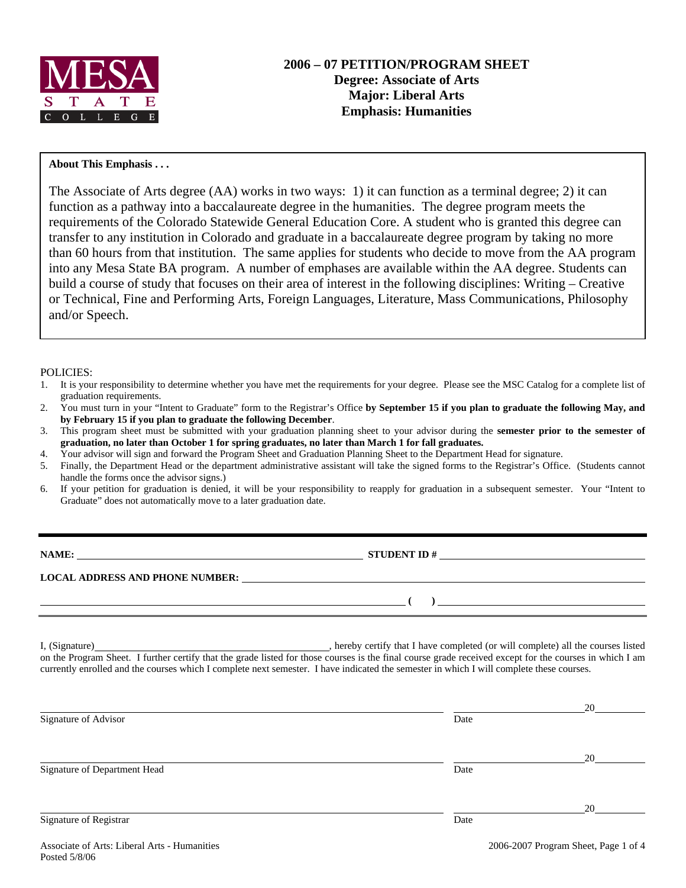MESA STATE COLLEGE

# 2006 – 07 PETITION/PROGRAM SHEET
## Degree: Associate of Arts
## Major: Liberal Arts
## Emphasis: Humanities

**About This Emphasis . . .**

The Associate of Arts degree (AA) works in two ways: 1) it can function as a terminal degree; 2) it can function as a pathway into a baccalaureate degree in the humanities. The degree program meets the requirements of the Colorado Statewide General Education Core. A student who is granted this degree can transfer to any institution in Colorado and graduate in a baccalaureate degree program by taking no more than 60 hours from that institution. The same applies for students who decide to move from the AA program into any Mesa State BA program. A number of emphases are available within the AA degree. Students can build a course of study that focuses on their area of interest in the following disciplines: Writing – Creative or Technical, Fine and Performing Arts, Foreign Languages, Literature, Mass Communications, Philosophy and/or Speech.

POLICIES:

1. It is your responsibility to determine whether you have met the requirements for your degree. Please see the MSC Catalog for a complete list of graduation requirements.
2. You must turn in your "Intent to Graduate" form to the Registrar's Office **by September 15 if you plan to graduate the following May, and by February 15 if you plan to graduate the following December**.
3. This program sheet must be submitted with your graduation planning sheet to your advisor during the **semester prior to the semester of graduation, no later than October 1 for spring graduates, no later than March 1 for fall graduates.**
4. Your advisor will sign and forward the Program Sheet and Graduation Planning Sheet to the Department Head for signature.
5. Finally, the Department Head or the department administrative assistant will take the signed forms to the Registrar's Office. (Students cannot handle the forms once the advisor signs.)
6. If your petition for graduation is denied, it will be your responsibility to reapply for graduation in a subsequent semester. Your "Intent to Graduate" does not automatically move to a later graduation date.

**NAME:** ______________________________ **STUDENT ID #** ______________________________

**LOCAL ADDRESS AND PHONE NUMBER:** ______________________________

______________________________ **(   )** ______________________________

I, (Signature)______________________________, hereby certify that I have completed (or will complete) all the courses listed on the Program Sheet. I further certify that the grade listed for those courses is the final course grade received except for the courses in which I am currently enrolled and the courses which I complete next semester. I have indicated the semester in which I will complete these courses.

______________________________ ____________________20________
Signature of Advisor Date

______________________________ ____________________20________
Signature of Department Head Date

______________________________ ____________________20________
Signature of Registrar Date

Associate of Arts: Liberal Arts - Humanities
Posted 5/8/06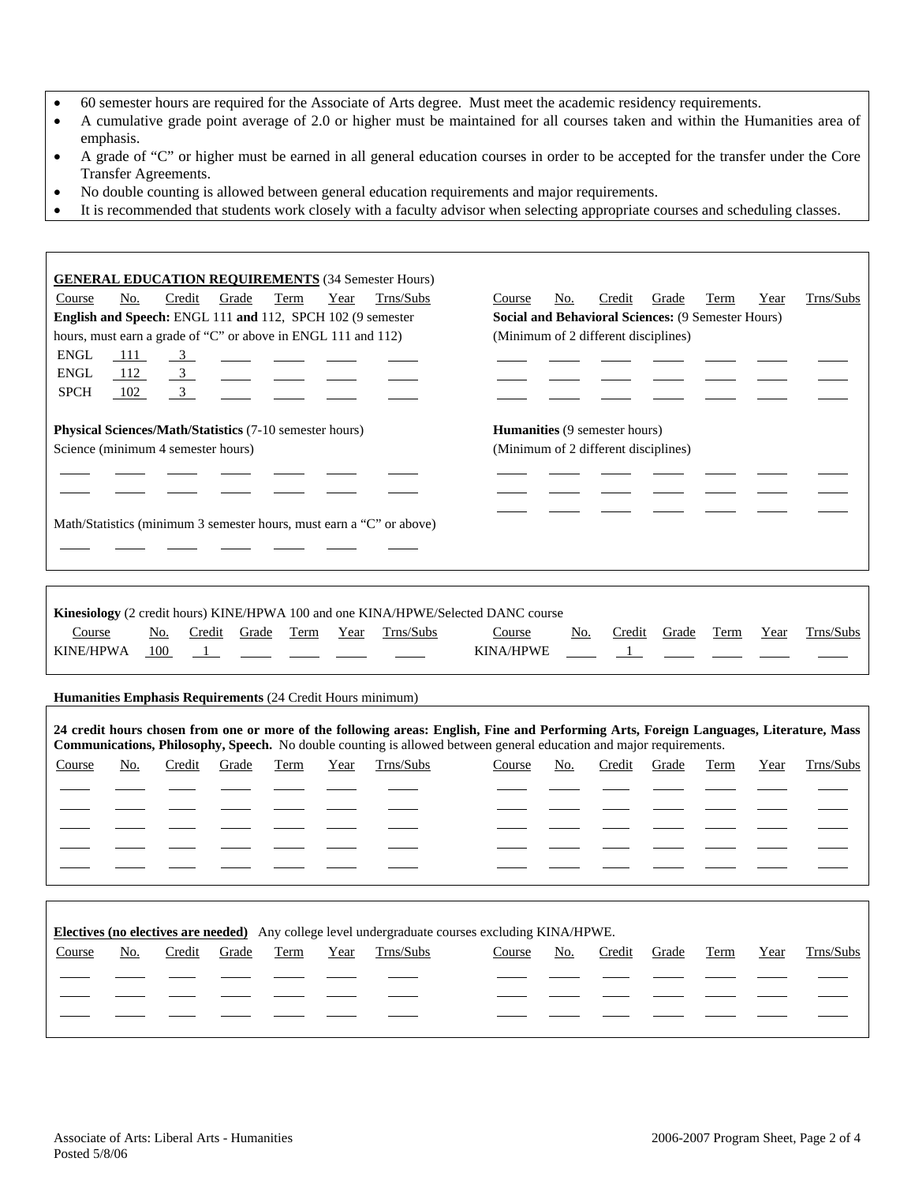- 60 semester hours are required for the Associate of Arts degree. Must meet the academic residency requirements.
- A cumulative grade point average of 2.0 or higher must be maintained for all courses taken and within the Humanities area of emphasis.
- A grade of "C" or higher must be earned in all general education courses in order to be accepted for the transfer under the Core Transfer Agreements.
- No double counting is allowed between general education requirements and major requirements.
- It is recommended that students work closely with a faculty advisor when selecting appropriate courses and scheduling classes.

**GENERAL EDUCATION REQUIREMENTS** (34 Semester Hours)

**English and Speech:** ENGL 111 **and** 112, SPCH 102 (9 semester hours, must earn a grade of "C" or above in ENGL 111 and 112)

| Course | No. | Credit | Grade | Term | Year | Trns/Subs |
|---|---|---|---|---|---|---|
| ENGL | 111 | 3 | | | | |
| ENGL | 112 | 3 | | | | |
| SPCH | 102 | 3 | | | | |

**Physical Sciences/Math/Statistics** (7-10 semester hours)

Science (minimum 4 semester hours)

| Course | No. | Credit | Grade | Term | Year | Trns/Subs |
|---|---|---|---|---|---|---|
| | | | | | | |
| | | | | | | |

Math/Statistics (minimum 3 semester hours, must earn a "C" or above)

| Course | No. | Credit | Grade | Term | Year | Trns/Subs |
|---|---|---|---|---|---|---|
| | | | | | | |

**Social and Behavioral Sciences:** (9 Semester Hours)

(Minimum of 2 different disciplines)

| Course | No. | Credit | Grade | Term | Year | Trns/Subs |
|---|---|---|---|---|---|---|
| | | | | | | |
| | | | | | | |

**Humanities** (9 semester hours)

(Minimum of 2 different disciplines)

| Course | No. | Credit | Grade | Term | Year | Trns/Subs |
|---|---|---|---|---|---|---|
| | | | | | | |
| | | | | | | |
| | | | | | | |

**Kinesiology** (2 credit hours) KINE/HPWA 100 and one KINA/HPWE/Selected DANC course

| Course | No. | Credit | Grade | Term | Year | Trns/Subs | Course | No. | Credit | Grade | Term | Year | Trns/Subs |
|---|---|---|---|---|---|---|---|---|---|---|---|---|---|
| KINE/HPWA | 100 | 1 | | | | | KINA/HPWE | | 1 | | | | |

**Humanities Emphasis Requirements** (24 Credit Hours minimum)

**24 credit hours chosen from one or more of the following areas: English, Fine and Performing Arts, Foreign Languages, Literature, Mass Communications, Philosophy, Speech.** No double counting is allowed between general education and major requirements.

| Course | No. | Credit | Grade | Term | Year | Trns/Subs | Course | No. | Credit | Grade | Term | Year | Trns/Subs |
|---|---|---|---|---|---|---|---|---|---|---|---|---|---|
| | | | | | | | | | | | | | |
| | | | | | | | | | | | | | |
| | | | | | | | | | | | | | |
| | | | | | | | | | | | | | |
| | | | | | | | | | | | | | |

**Electives (no electives are needed)** Any college level undergraduate courses excluding KINA/HPWE.

| Course | No. | Credit | Grade | Term | Year | Trns/Subs | Course | No. | Credit | Grade | Term | Year | Trns/Subs |
|---|---|---|---|---|---|---|---|---|---|---|---|---|---|
| | | | | | | | | | | | | | |
| | | | | | | | | | | | | | |
| | | | | | | | | | | | | | |

Associate of Arts: Liberal Arts - Humanities
Posted 5/8/06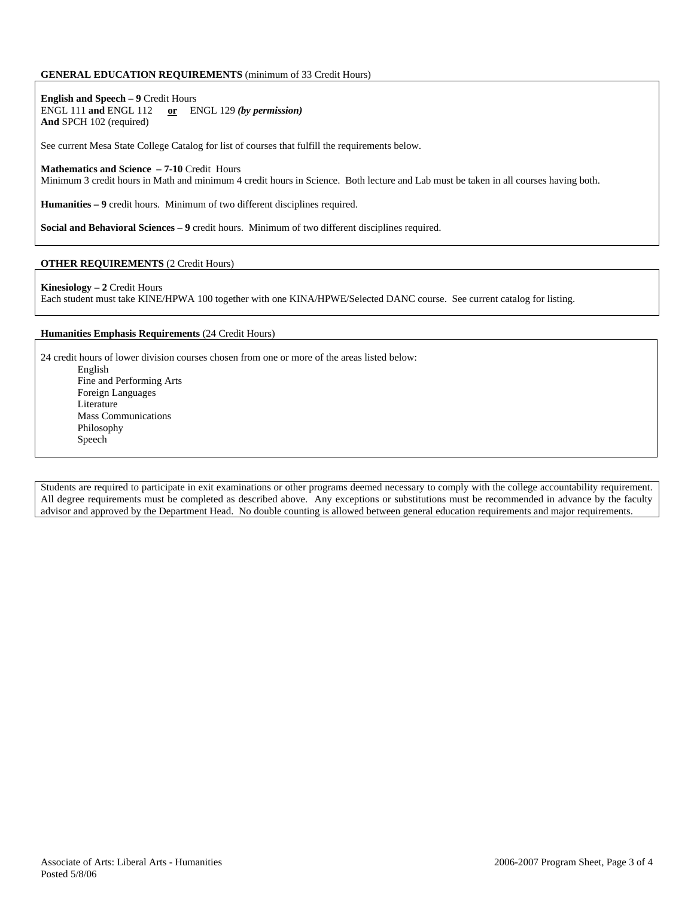**GENERAL EDUCATION REQUIREMENTS** (minimum of 33 Credit Hours)

**English and Speech – 9** Credit Hours
ENGL 111 **and** ENGL 112 **or** ENGL 129 ***(by permission)***
**And** SPCH 102 (required)

See current Mesa State College Catalog for list of courses that fulfill the requirements below.

**Mathematics and Science – 7-10** Credit Hours
Minimum 3 credit hours in Math and minimum 4 credit hours in Science. Both lecture and Lab must be taken in all courses having both.

**Humanities – 9** credit hours. Minimum of two different disciplines required.

**Social and Behavioral Sciences – 9** credit hours. Minimum of two different disciplines required.

**OTHER REQUIREMENTS** (2 Credit Hours)

**Kinesiology – 2** Credit Hours
Each student must take KINE/HPWA 100 together with one KINA/HPWE/Selected DANC course. See current catalog for listing.

**Humanities Emphasis Requirements** (24 Credit Hours)

24 credit hours of lower division courses chosen from one or more of the areas listed below:

- English
- Fine and Performing Arts
- Foreign Languages
- Literature
- Mass Communications
- Philosophy
- Speech

Students are required to participate in exit examinations or other programs deemed necessary to comply with the college accountability requirement. All degree requirements must be completed as described above. Any exceptions or substitutions must be recommended in advance by the faculty advisor and approved by the Department Head. No double counting is allowed between general education requirements and major requirements.

Associate of Arts: Liberal Arts - Humanities
Posted 5/8/06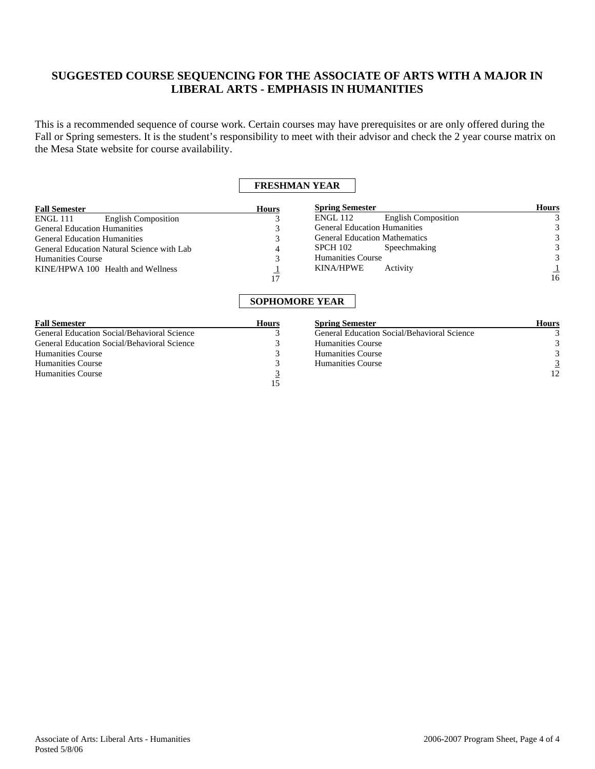## SUGGESTED COURSE SEQUENCING FOR THE ASSOCIATE OF ARTS WITH A MAJOR IN LIBERAL ARTS - EMPHASIS IN HUMANITIES

This is a recommended sequence of course work. Certain courses may have prerequisites or are only offered during the Fall or Spring semesters. It is the student's responsibility to meet with their advisor and check the 2 year course matrix on the Mesa State website for course availability.

### FRESHMAN YEAR

| Fall Semester | | Hours |
|---|---|---|
| ENGL 111 | English Composition | 3 |
| General Education Humanities | | 3 |
| General Education Humanities | | 3 |
| General Education Natural Science with Lab | | 4 |
| Humanities Course | | 3 |
| KINE/HPWA 100 | Health and Wellness | 1 |
| | | 17 |

| Spring Semester | | Hours |
|---|---|---|
| ENGL 112 | English Composition | 3 |
| General Education Humanities | | 3 |
| General Education Mathematics | | 3 |
| SPCH 102 | Speechmaking | 3 |
| Humanities Course | | 3 |
| KINA/HPWE | Activity | 1 |
| | | 16 |

### SOPHOMORE YEAR

| Fall Semester | Hours |
|---|---|
| General Education Social/Behavioral Science | 3 |
| General Education Social/Behavioral Science | 3 |
| Humanities Course | 3 |
| Humanities Course | 3 |
| Humanities Course | 3 |
| | 15 |

| Spring Semester | Hours |
|---|---|
| General Education Social/Behavioral Science | 3 |
| Humanities Course | 3 |
| Humanities Course | 3 |
| Humanities Course | 3 |
| | 12 |

Associate of Arts: Liberal Arts - Humanities
Posted 5/8/06